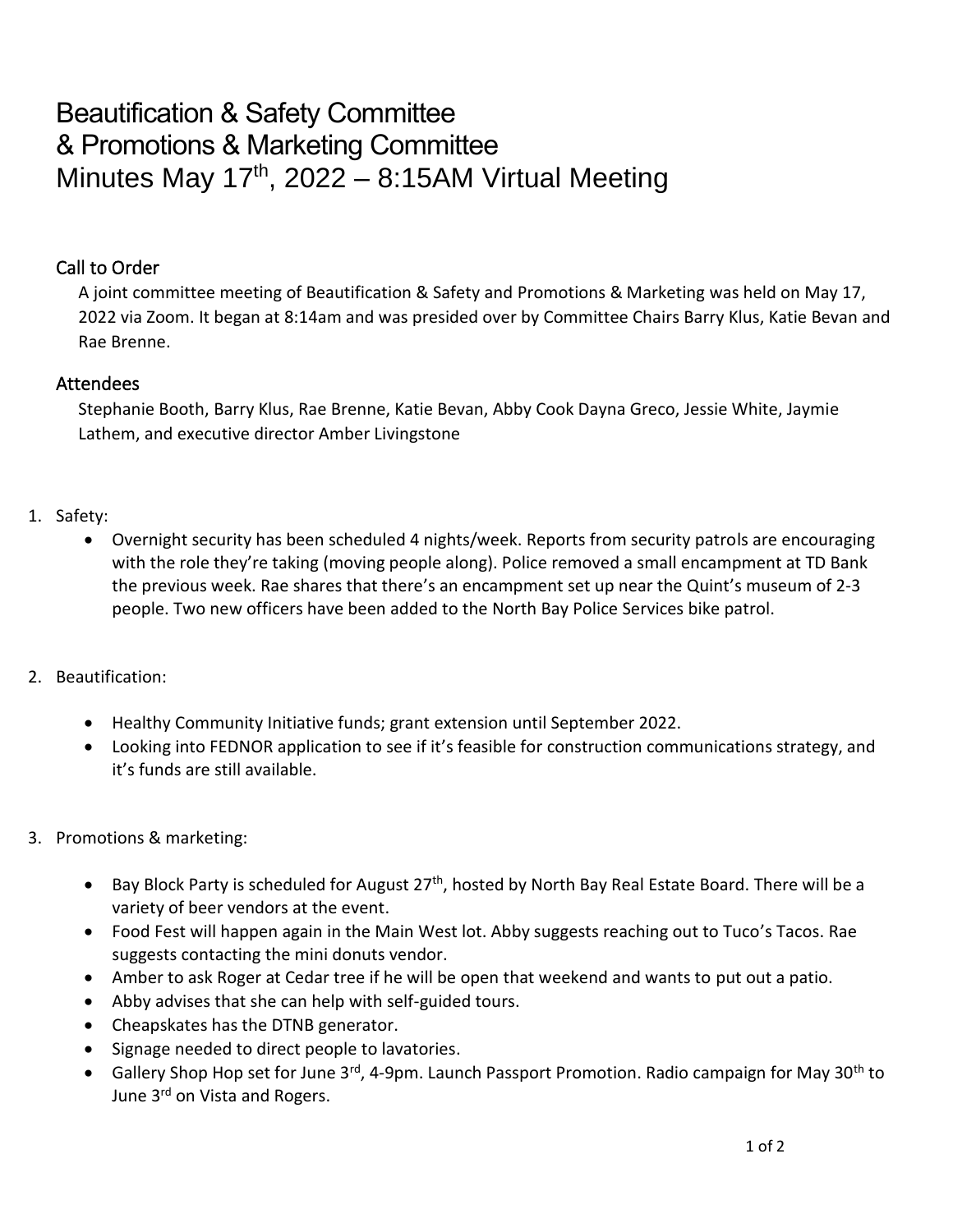# Beautification & Safety Committee
# & Promotions & Marketing Committee
# Minutes May 17th, 2022 – 8:15AM Virtual Meeting

## Call to Order

A joint committee meeting of Beautification & Safety and Promotions & Marketing was held on May 17, 2022 via Zoom. It began at 8:14am and was presided over by Committee Chairs Barry Klus, Katie Bevan and Rae Brenne.

## Attendees

Stephanie Booth, Barry Klus, Rae Brenne, Katie Bevan, Abby Cook Dayna Greco, Jessie White, Jaymie Lathem, and executive director Amber Livingstone

1. Safety:
   - Overnight security has been scheduled 4 nights/week. Reports from security patrols are encouraging with the role they're taking (moving people along). Police removed a small encampment at TD Bank the previous week. Rae shares that there's an encampment set up near the Quint's museum of 2-3 people. Two new officers have been added to the North Bay Police Services bike patrol.

2. Beautification:
   - Healthy Community Initiative funds; grant extension until September 2022.
   - Looking into FEDNOR application to see if it's feasible for construction communications strategy, and it's funds are still available.

3. Promotions & marketing:
   - Bay Block Party is scheduled for August 27th, hosted by North Bay Real Estate Board. There will be a variety of beer vendors at the event.
   - Food Fest will happen again in the Main West lot. Abby suggests reaching out to Tuco's Tacos. Rae suggests contacting the mini donuts vendor.
   - Amber to ask Roger at Cedar tree if he will be open that weekend and wants to put out a patio.
   - Abby advises that she can help with self-guided tours.
   - Cheapskates has the DTNB generator.
   - Signage needed to direct people to lavatories.
   - Gallery Shop Hop set for June 3rd, 4-9pm. Launch Passport Promotion. Radio campaign for May 30th to June 3rd on Vista and Rogers.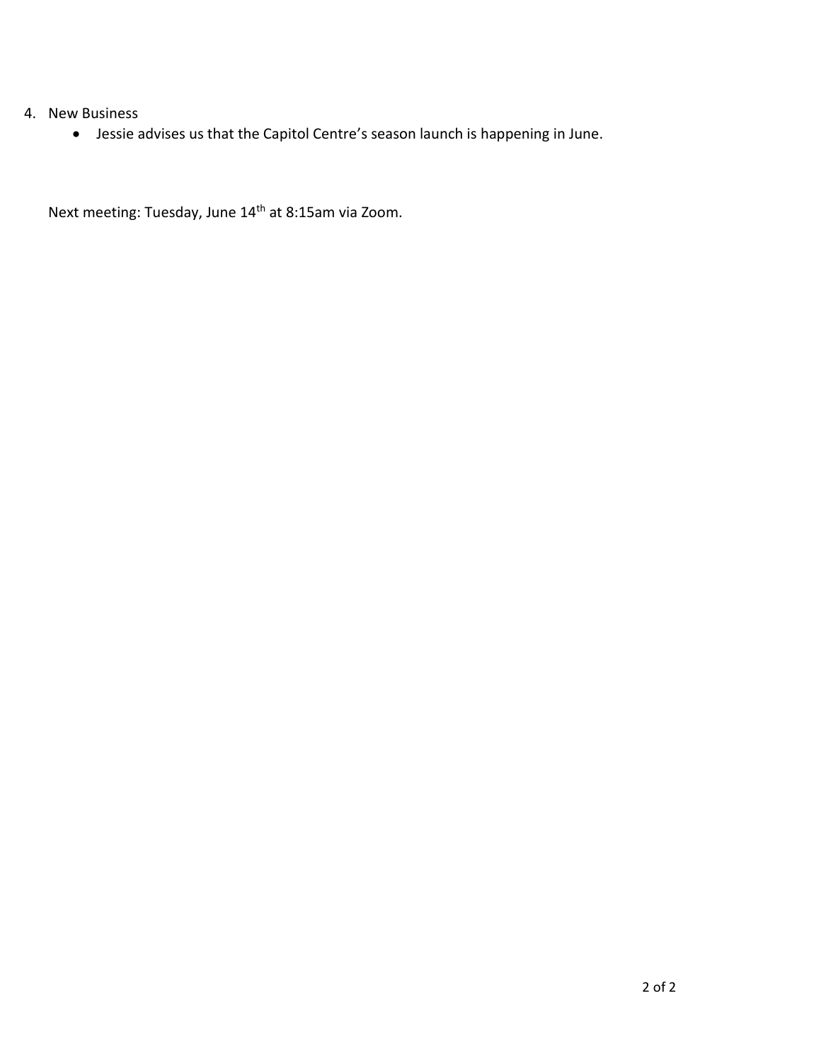4. New Business
   - Jessie advises us that the Capitol Centre's season launch is happening in June.

Next meeting: Tuesday, June 14th at 8:15am via Zoom.